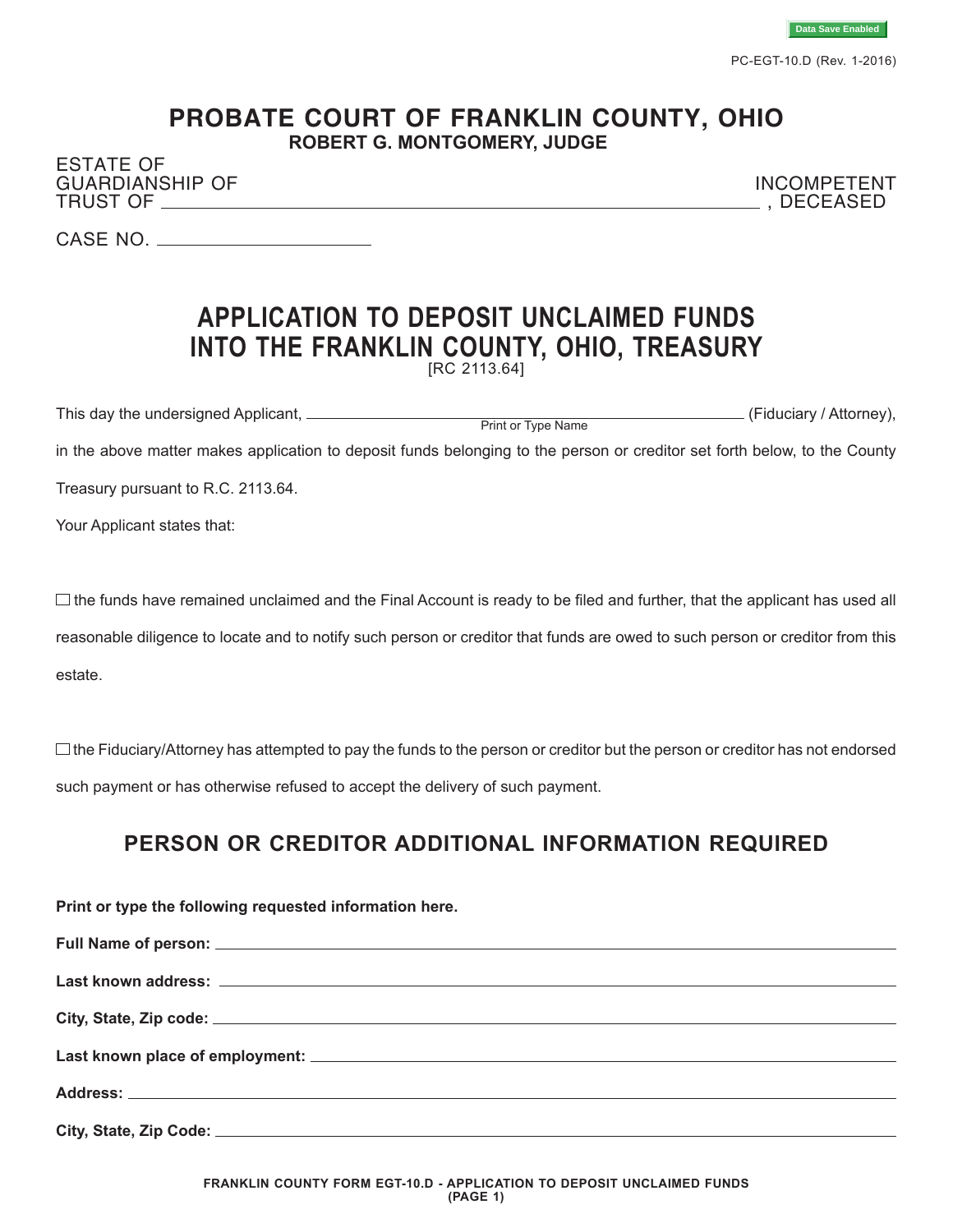Data Save Enabled

PC-EGT-10.D (Rev. 1-2016)

# PROBATE COURT OF FRANKLIN COUNTY, OHIO

**ROBERT G. MONTGOMERY, JUDGE**

ESTATE OF
GUARDIANSHIP OF
TRUST OF ______________________________________________ INCOMPETENT, DECEASED

CASE NO. ____________________

## APPLICATION TO DEPOSIT UNCLAIMED FUNDS INTO THE FRANKLIN COUNTY, OHIO, TREASURY

[RC 2113.64]

This day the undersigned Applicant, ______________________________ (Fiduciary / Attorney),
Print or Type Name

in the above matter makes application to deposit funds belonging to the person or creditor set forth below, to the County Treasury pursuant to R.C. 2113.64.

Your Applicant states that:

☐ the funds have remained unclaimed and the Final Account is ready to be filed and further, that the applicant has used all reasonable diligence to locate and to notify such person or creditor that funds are owed to such person or creditor from this estate.

☐ the Fiduciary/Attorney has attempted to pay the funds to the person or creditor but the person or creditor has not endorsed such payment or has otherwise refused to accept the delivery of such payment.

## PERSON OR CREDITOR ADDITIONAL INFORMATION REQUIRED

**Print or type the following requested information here.**

**Full Name of person:** ______________________________

**Last known address:** ______________________________

**City, State, Zip code:** ______________________________

**Last known place of employment:** ______________________________

**Address:** ______________________________

**City, State, Zip Code:** ______________________________

FRANKLIN COUNTY FORM EGT-10.D - APPLICATION TO DEPOSIT UNCLAIMED FUNDS (PAGE 1)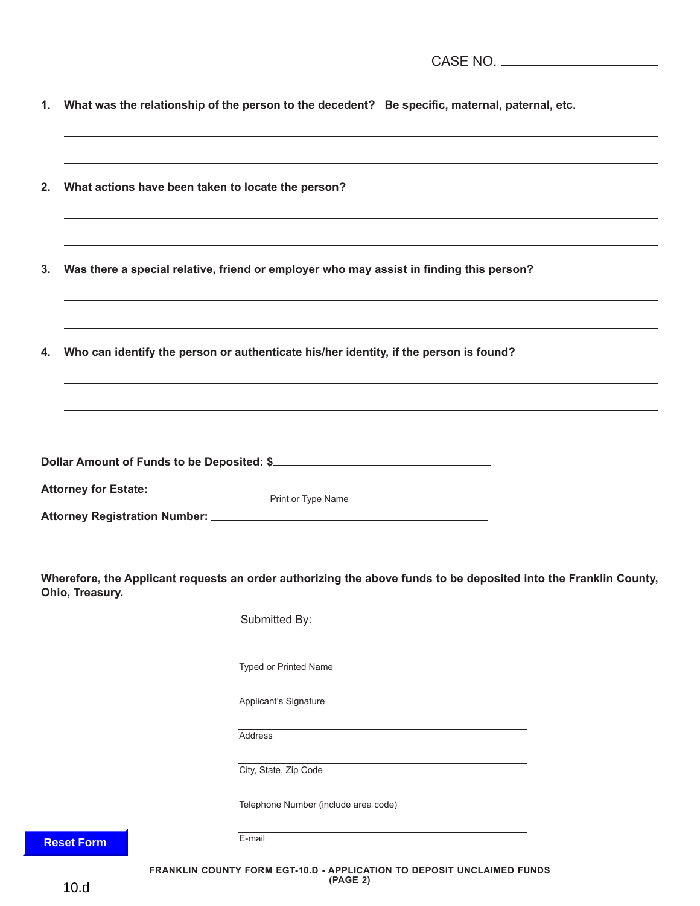CASE NO. ______________________

1. **What was the relationship of the person to the decedent? Be specific, maternal, paternal, etc.**

______________________________________________________________________

______________________________________________________________________

2. **What actions have been taken to locate the person?** ______________________________________

______________________________________________________________________

______________________________________________________________________

3. **Was there a special relative, friend or employer who may assist in finding this person?**

______________________________________________________________________

______________________________________________________________________

4. **Who can identify the person or authenticate his/her identity, if the person is found?**

______________________________________________________________________

______________________________________________________________________

**Dollar Amount of Funds to be Deposited: $**______________________________

**Attorney for Estate:** ______________________________________________
Print or Type Name

**Attorney Registration Number:** ______________________________________

**Wherefore, the Applicant requests an order authorizing the above funds to be deposited into the Franklin County, Ohio, Treasury.**

Submitted By:

______________________________________
Typed or Printed Name

______________________________________
Applicant's Signature

______________________________________
Address

______________________________________
City, State, Zip Code

______________________________________
Telephone Number (include area code)

______________________________________
E-mail

Reset Form

**FRANKLIN COUNTY FORM EGT-10.D - APPLICATION TO DEPOSIT UNCLAIMED FUNDS (PAGE 2)**

10.d